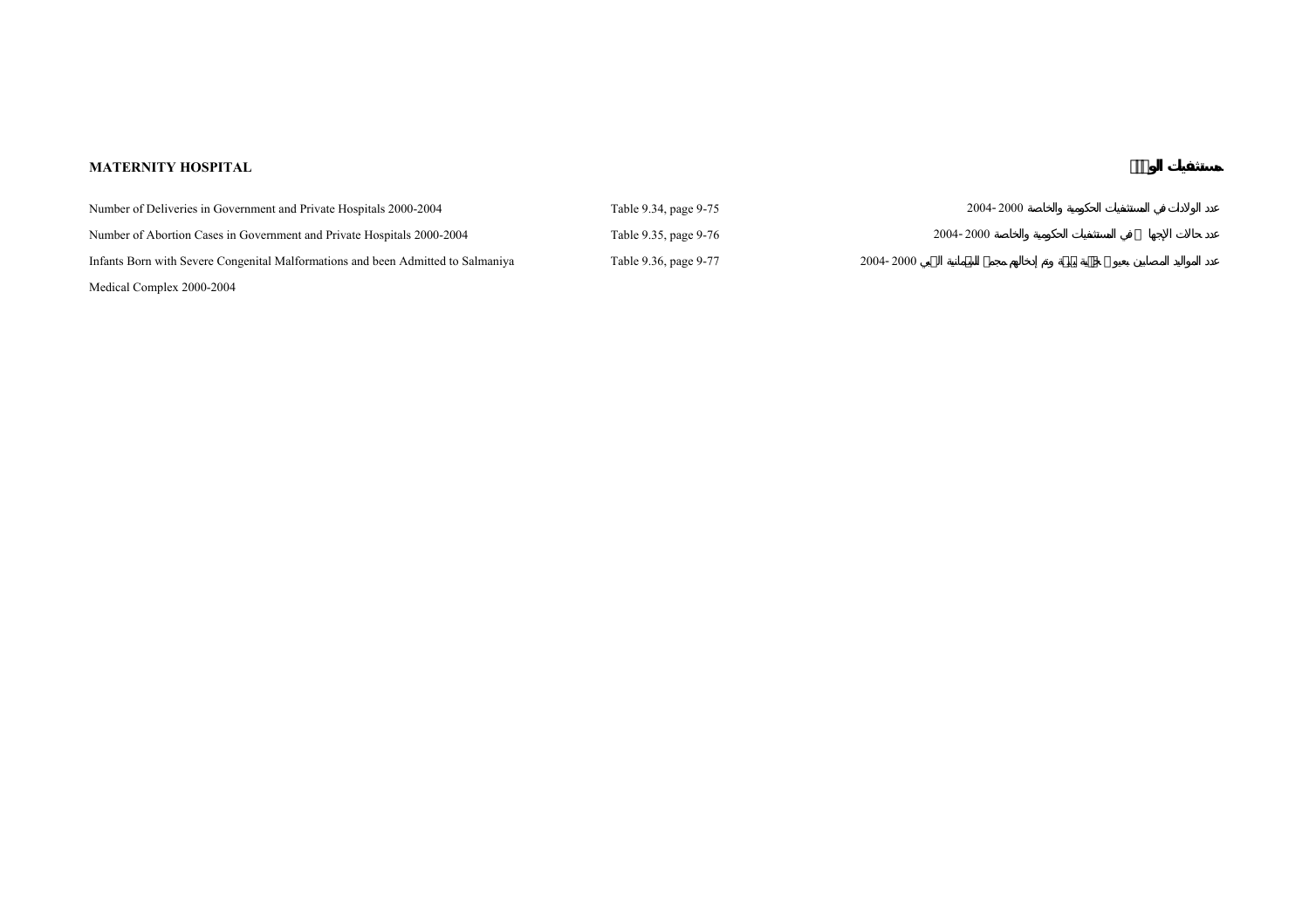**MATERNITY HOSPITAL**

**مستشفى الولادة**

| | | |
|---|---|---|
| Number of Deliveries in Government and Private Hospitals 2000-2004 | Table 9.34, page 9-75 | عدد الولادات في المستشفيات الحكومية والخاصة 2000 -2004 |
| Number of Abortion Cases in Government and Private Hospitals 2000-2004 | Table 9.35, page 9-76 | عدد حالات الإجهاض في المستشفيات الحكومية والخاصة 2000 -2004 |
| Infants Born with Severe Congenital Malformations and been Admitted to Salmaniya Medical Complex 2000-2004 | Table 9.36, page 9-77 | عدد المواليد المصابين بعيوب خلقية شديدة وتم إدخالهم مجمع السلمانية الطبي 2000 -2004 |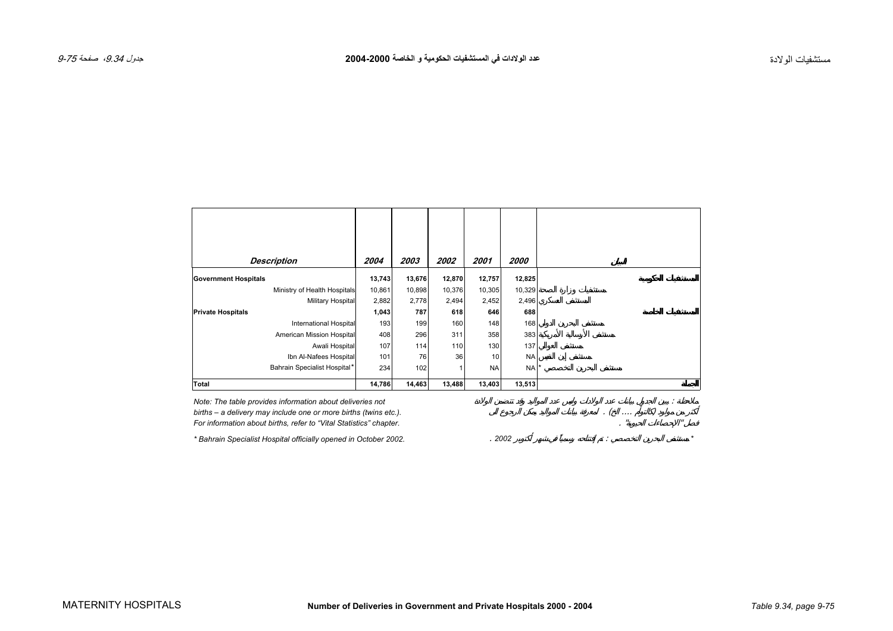# Number of Deliveries in Government and Private Hospitals 2000 - 2004

# عدد الولادات في المستشفيات الحكومية و الخاصة 2000-2004

| Description | 2004 | 2003 | 2002 | 2001 | 2000 | البيان |
|---|---|---|---|---|---|---|
| **Government Hospitals** | **13,743** | **13,676** | **12,870** | **12,757** | **12,825** | **المستشفيات الحكومية** |
| Ministry of Health Hospitals | 10,861 | 10,898 | 10,376 | 10,305 | 10,329 | مستشفيات وزارة الصحة |
| Military Hospital | 2,882 | 2,778 | 2,494 | 2,452 | 2,496 | المستشفى العسكري |
| **Private Hospitals** | **1,043** | **787** | **618** | **646** | **688** | **المستشفيات الخاصة** |
| International Hospital | 193 | 199 | 160 | 148 | 168 | مستشفى البحرين الدولي |
| American Mission Hospital | 408 | 296 | 311 | 358 | 383 | مستشفى الأرسالية الأمريكية |
| Awali Hospital | 107 | 114 | 110 | 130 | 137 | مستشفى العوالي |
| Ibn Al-Nafees Hospital | 101 | 76 | 36 | 10 | NA | مستشفى إبن النفيس |
| Bahrain Specialist Hospital* | 234 | 102 | 1 | NA | NA | مستشفى البحرين التخصصي * |
| **Total** | **14,786** | **14,463** | **13,488** | **13,403** | **13,513** | **الجملة** |

*Note: The table provides information about deliveries not births – a delivery may include one or more births (twins etc.). For information about births, refer to "Vital Statistics" chapter.*

*ملاحظة : يبين الجدول بيانات عدد الولادات وليس عدد المواليد وقد تتضمن الولادة أكثر من مولود (كالتوأم) .... الخ) . لمعرفة بيانات المواليد يمكن الرجوع إلى فصل "الإحصاءات الحيوية" .*

*\* Bahrain Specialist Hospital officially opened in October 2002.*

*\* مستشفى البحرين التخصصي : تم إفتتاحه رسمياً في شهر أكتوبر 2002 .*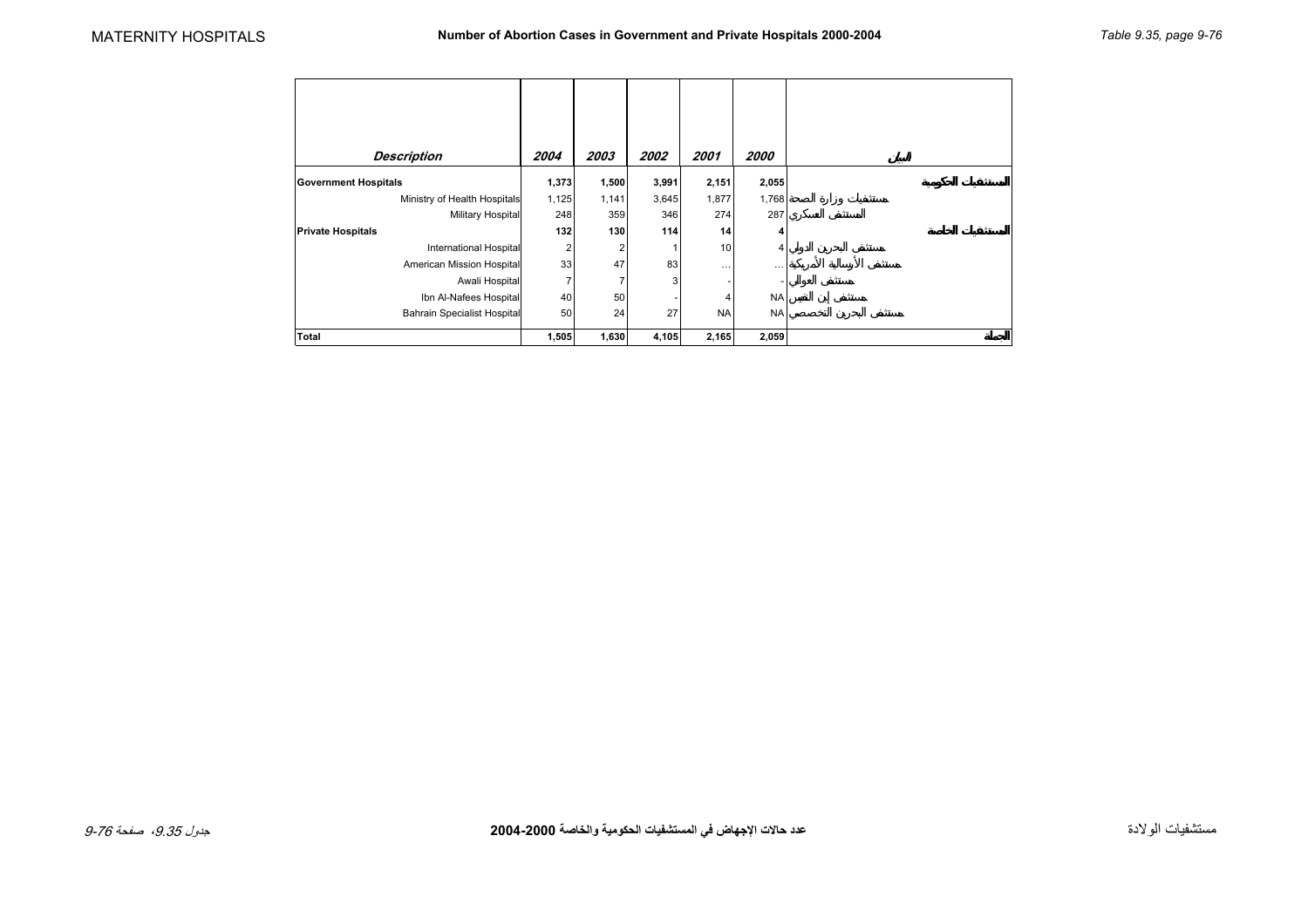# Number of Abortion Cases in Government and Private Hospitals 2000-2004

| *Description* | *2004* | *2003* | *2002* | *2001* | *2000* | البيان |
|---|---|---|---|---|---|---|
| **Government Hospitals** | **1,373** | **1,500** | **3,991** | **2,151** | **2,055** | **المستشفيات الحكومية** |
| Ministry of Health Hospitals | 1,125 | 1,141 | 3,645 | 1,877 | 1,768 | مستشفيات وزارة الصحة |
| Military Hospital | 248 | 359 | 346 | 274 | 287 | المستشفى العسكري |
| **Private Hospitals** | **132** | **130** | **114** | **14** | **4** | **المستشفيات الخاصة** |
| International Hospital | 2 | 2 | 1 | 10 | 4 | مستشفى البحرين الدولي |
| American Mission Hospital | 33 | 47 | 83 | … | … | مستشفى الأرسالية الأمريكية |
| Awali Hospital | 7 | 7 | 3 | - | - | مستشفى العوالي |
| Ibn Al-Nafees Hospital | 40 | 50 | - | 4 | NA | مستشفى إبن النفيس |
| Bahrain Specialist Hospital | 50 | 24 | 27 | NA | NA | مستشفى البحرين التخصصي |
| **Total** | **1,505** | **1,630** | **4,105** | **2,165** | **2,059** | **الجملة** |

عدد حالات الإجهاض في المستشفيات الحكومية والخاصة 2000-2004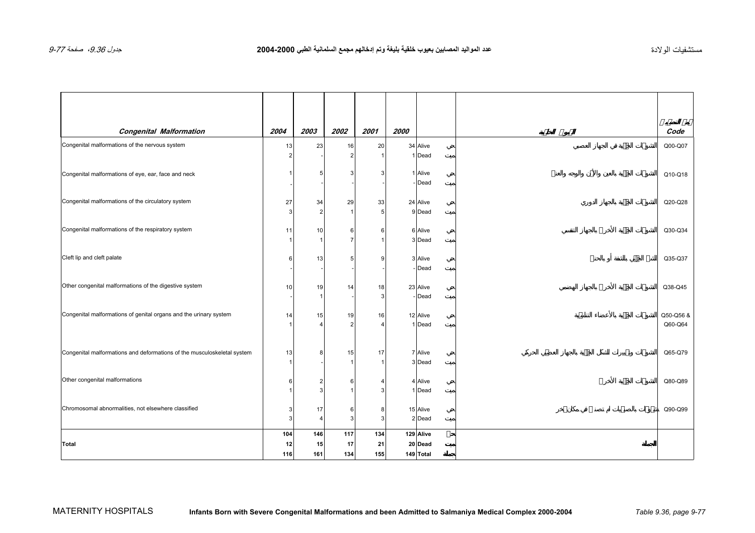# عدد المواليد المصابين بعيوب خلقية بليغة وتم إدخالهم مجمع السلمانية الطبي 2000-2004

| Congenital Malformation | 2004 | 2003 | 2002 | 2001 | 2000 | | | العيوب الخلقية | Code |
|---|---|---|---|---|---|---|---|---|---|
| Congenital malformations of the nervous system | 13 | 23 | 16 | 20 | 34 | Alive | حي | التشوهات الخلقية في الجهاز العصبي | Q00-Q07 |
| | 2 | - | 2 | 1 | 1 | Dead | ميت | | |
| Congenital malformations of eye, ear, face and neck | 1 | 5 | 3 | 3 | 1 | Alive | حي | التشوهات الخلقية بالعين والأذن والوجه والعنق | Q10-Q18 |
| | - | - | - | - | - | Dead | ميت | | |
| Congenital malformations of the circulatory system | 27 | 34 | 29 | 33 | 24 | Alive | حي | التشوهات الخلقية بالجهاز الدوري | Q20-Q28 |
| | 3 | 2 | 1 | 5 | 9 | Dead | ميت | | |
| Congenital malformations of the respiratory system | 11 | 10 | 6 | 6 | 6 | Alive | حي | التشوهات الخلقية الأخرى بالجهاز التنفسي | Q30-Q34 |
| | 1 | 1 | 7 | 1 | 3 | Dead | ميت | | |
| Cleft lip and cleft palate | 6 | 13 | 5 | 9 | 3 | Alive | حي | الشق الخلقي بالشفة أو بالحنك | Q35-Q37 |
| | - | - | - | - | - | Dead | ميت | | |
| Other congenital malformations of the digestive system | 10 | 19 | 14 | 18 | 23 | Alive | حي | التشوهات الخلقية الأخرى بالجهاز الهضمي | Q38-Q45 |
| | - | 1 | - | 3 | - | Dead | ميت | | |
| Congenital malformations of genital organs and the urinary system | 14 | 15 | 19 | 16 | 12 | Alive | حي | التشوهات الخلقية بالأعضاء التناسلية | Q50-Q56 & Q60-Q64 |
| | 1 | 4 | 2 | 4 | 1 | Dead | ميت | | |
| Congenital malformations and deformations of the musculoskeletal system | 13 | 8 | 15 | 17 | 7 | Alive | حي | التشوهات وتغيرات الشكل الخلقية بالجهاز العضلي الحركي | Q65-Q79 |
| | 1 | - | 1 | 1 | 3 | Dead | ميت | | |
| Other congenital malformations | 6 | 2 | 6 | 4 | 4 | Alive | حي | التشوهات الخلقية الأخرى | Q80-Q89 |
| | 1 | 3 | 1 | 3 | 1 | Dead | ميت | | |
| Chromosomal abnormalities, not elsewhere classified | 3 | 17 | 6 | 8 | 15 | Alive | حي | شذوذات بالصبغيات لم تصنف في مكان آخر | Q90-Q99 |
| | 3 | 4 | 3 | 3 | 2 | Dead | ميت | | |
| | **104** | **146** | **117** | **134** | **129** | **Alive** | **حي** | | |
| **Total** | **12** | **15** | **17** | **21** | **20** | **Dead** | **ميت** | **الجملة** | |
| | **116** | **161** | **134** | **155** | **149** | **Total** | **الجملة** | | |